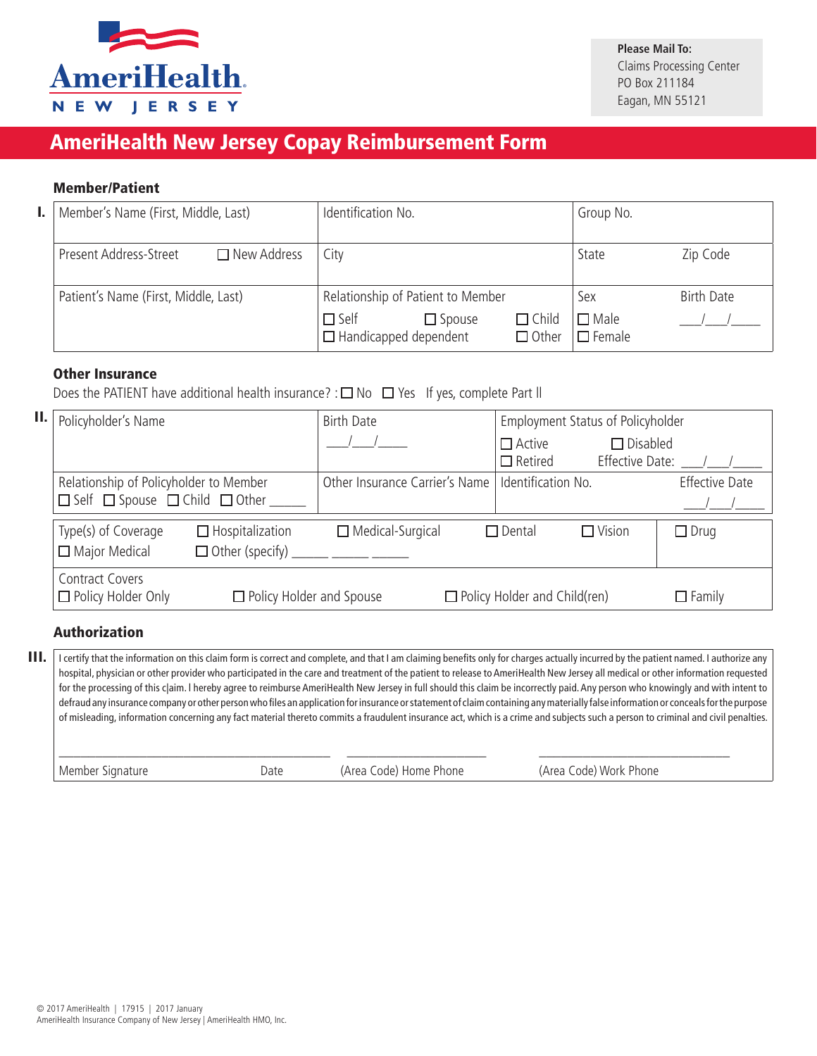AmeriHealth
NEW JERSEY

**Please Mail To:**
Claims Processing Center
PO Box 211184
Eagan, MN 55121

# AmeriHealth New Jersey Copay Reimbursement Form

## Member/Patient

**I.**

| Member's Name (First, Middle, Last) | Identification No. | Group No. | |
|---|---|---|---|
| Present Address-Street ☐ New Address | City | State | Zip Code |
| Patient's Name (First, Middle, Last) | Relationship of Patient to Member<br>☐ Self ☐ Spouse ☐ Child<br>☐ Handicapped dependent ☐ Other | Sex<br>☐ Male<br>☐ Female | Birth Date<br>\_\_\_/\_\_\_/\_\_\_\_ |

## Other Insurance

Does the PATIENT have additional health insurance? : ☐ No ☐ Yes If yes, complete Part ll

**II.**

| Policyholder's Name | Birth Date<br>\_\_\_/\_\_\_/\_\_\_\_ | Employment Status of Policyholder<br>☐ Active ☐ Disabled<br>☐ Retired Effective Date: \_\_\_/\_\_\_/\_\_\_\_ | |
|---|---|---|---|
| Relationship of Policyholder to Member<br>☐ Self ☐ Spouse ☐ Child ☐ Other \_\_\_\_\_\_ | Other Insurance Carrier's Name | Identification No. | Effective Date<br>\_\_\_/\_\_\_/\_\_\_\_ |

| Type(s) of Coverage | ☐ Hospitalization | ☐ Medical-Surgical | ☐ Dental | ☐ Vision | ☐ Drug |
|---|---|---|---|---|---|
| ☐ Major Medical | ☐ Other (specify) \_\_\_\_\_\_ \_\_\_\_\_\_ \_\_\_\_\_\_ | | | | |
| Contract Covers<br>☐ Policy Holder Only | ☐ Policy Holder and Spouse | | ☐ Policy Holder and Child(ren) | | ☐ Family |

## Authorization

**III.** I certify that the information on this claim form is correct and complete, and that I am claiming benefits only for charges actually incurred by the patient named. I authorize any hospital, physician or other provider who participated in the care and treatment of the patient to release to AmeriHealth New Jersey all medical or other information requested for the processing of this claim. I hereby agree to reimburse AmeriHealth New Jersey in full should this claim be incorrectly paid. Any person who knowingly and with intent to defraud any insurance company or other person who files an application for insurance or statement of claim containing any materially false information or conceals for the purpose of misleading, information concerning any fact material thereto commits a fraudulent insurance act, which is a crime and subjects such a person to criminal and civil penalties.

\_\_\_\_\_\_\_\_\_\_\_\_\_\_\_\_\_\_\_\_\_\_\_\_\_\_\_\_\_\_ \_\_\_\_\_\_\_\_\_\_\_\_\_\_\_\_\_\_ \_\_\_\_\_\_\_\_\_\_\_\_\_\_\_\_\_\_\_\_\_\_\_\_

Member Signature    Date    (Area Code) Home Phone    (Area Code) Work Phone

© 2017 AmeriHealth | 17915 | 2017 January
AmeriHealth Insurance Company of New Jersey | AmeriHealth HMO, Inc.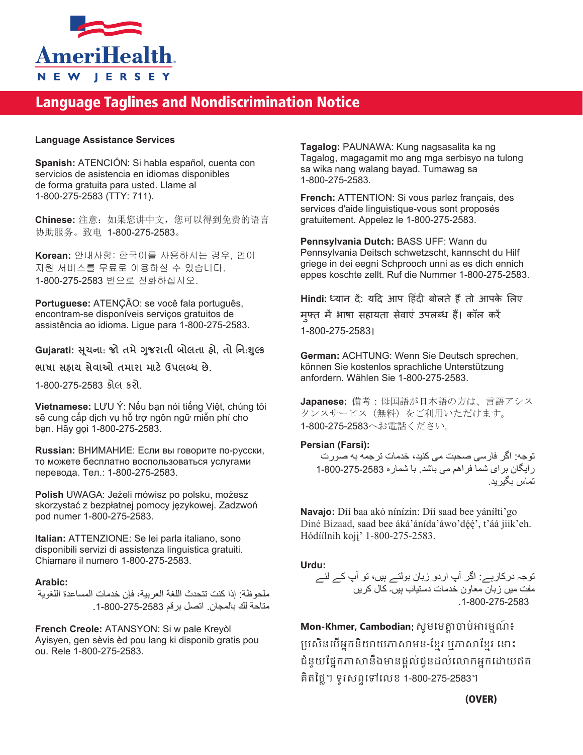AmeriHealth
NEW JERSEY

# Language Taglines and Nondiscrimination Notice

## Language Assistance Services

**Spanish:** ATENCIÓN: Si habla español, cuenta con servicios de asistencia en idiomas disponibles de forma gratuita para usted. Llame al 1-800-275-2583 (TTY: 711).

**Chinese:** 注意：如果您讲中文，您可以得到免费的语言协助服务。致电 1-800-275-2583。

**Korean:** 안내사항: 한국어를 사용하시는 경우, 언어 지원 서비스를 무료로 이용하실 수 있습니다. 1-800-275-2583 번으로 전화하십시오.

**Portuguese:** ATENÇÃO: se você fala português, encontram-se disponíveis serviços gratuitos de assistência ao idioma. Ligue para 1-800-275-2583.

**Gujarati:** સૂચના: જો તમે ગુજરાતી બોલતા હો, તો નિ:શુલ્ક ભાષા સહાય સેવાઓ તમારા માટે ઉપલબ્ધ છે. 1-800-275-2583 કૉલ કરો.

**Vietnamese:** LƯU Ý: Nếu bạn nói tiếng Việt, chúng tôi sẽ cung cấp dịch vụ hỗ trợ ngôn ngữ miễn phí cho bạn. Hãy gọi 1-800-275-2583.

**Russian:** ВНИМАНИЕ: Если вы говорите по-русски, то можете бесплатно воспользоваться услугами перевода. Тел.: 1-800-275-2583.

**Polish** UWAGA: Jeżeli mówisz po polsku, możesz skorzystać z bezpłatnej pomocy językowej. Zadzwoń pod numer 1-800-275-2583.

**Italian:** ATTENZIONE: Se lei parla italiano, sono disponibili servizi di assistenza linguistica gratuiti. Chiamare il numero 1-800-275-2583.

**Arabic:**
ملحوظة: إذا كنت تتحدث اللغة العربية، فإن خدمات المساعدة اللغوية متاحة لك بالمجان. اتصل برقم 1-800-275-2583.

**French Creole:** ATANSYON: Si w pale Kreyòl Ayisyen, gen sèvis èd pou lang ki disponib gratis pou ou. Rele 1-800-275-2583.

**Tagalog:** PAUNAWA: Kung nagsasalita ka ng Tagalog, magagamit mo ang mga serbisyo na tulong sa wika nang walang bayad. Tumawag sa 1-800-275-2583.

**French:** ATTENTION: Si vous parlez français, des services d'aide linguistique-vous sont proposés gratuitement. Appelez le 1-800-275-2583.

**Pennsylvania Dutch:** BASS UFF: Wann du Pennsylvania Deitsch schwetzscht, kannscht du Hilf griege in dei eegni Schprooch unni as es dich ennich eppes koschte zellt. Ruf die Nummer 1-800-275-2583.

**Hindi:** ध्यान दें: यदि आप हिंदी बोलते हैं तो आपके लिए मुफ्त में भाषा सहायता सेवाएं उपलब्ध हैं। कॉल करें 1-800-275-2583।

**German:** ACHTUNG: Wenn Sie Deutsch sprechen, können Sie kostenlos sprachliche Unterstützung anfordern. Wählen Sie 1-800-275-2583.

**Japanese:** 備考：母国語が日本語の方は、言語アシスタンスサービス（無料）をご利用いただけます。1-800-275-2583へお電話ください。

**Persian (Farsi):**
توجه: اگر فارسی صحبت می کنید، خدمات ترجمه به صورت رایگان برای شما فراهم می باشد. با شماره 1-800-275-2583 تماس بگیرید.

**Navajo:** Díí baa akó nínízin: Díí saad bee yáníłti'go Diné Bizaad, saad bee áká'ánída'áwo'dę́ę́', t'áá jiik'eh. Hódíílnih kojį' 1-800-275-2583.

**Urdu:**
توجہ درکارہے: اگر آپ اردو زبان بولتے ہیں، تو آپ کے لئے مفت میں زبان معاون خدمات دستیاب ہیں۔ کال کریں 1-800-275-2583.

**Mon-Khmer, Cambodian:** សូមមេត្តាចាប់អារម្មណ៍៖ ប្រសិនបើអ្នកនិយាយភាសាមន-ខ្មែរ ឬភាសាខ្មែរ នោះ ជំនួយផ្នែកភាសានឹងមានផ្តល់ជូនដល់លោកអ្នកដោយឥតគិតថ្លៃ។ ទូរសព្ទទៅលេខ 1-800-275-2583។

**(OVER)**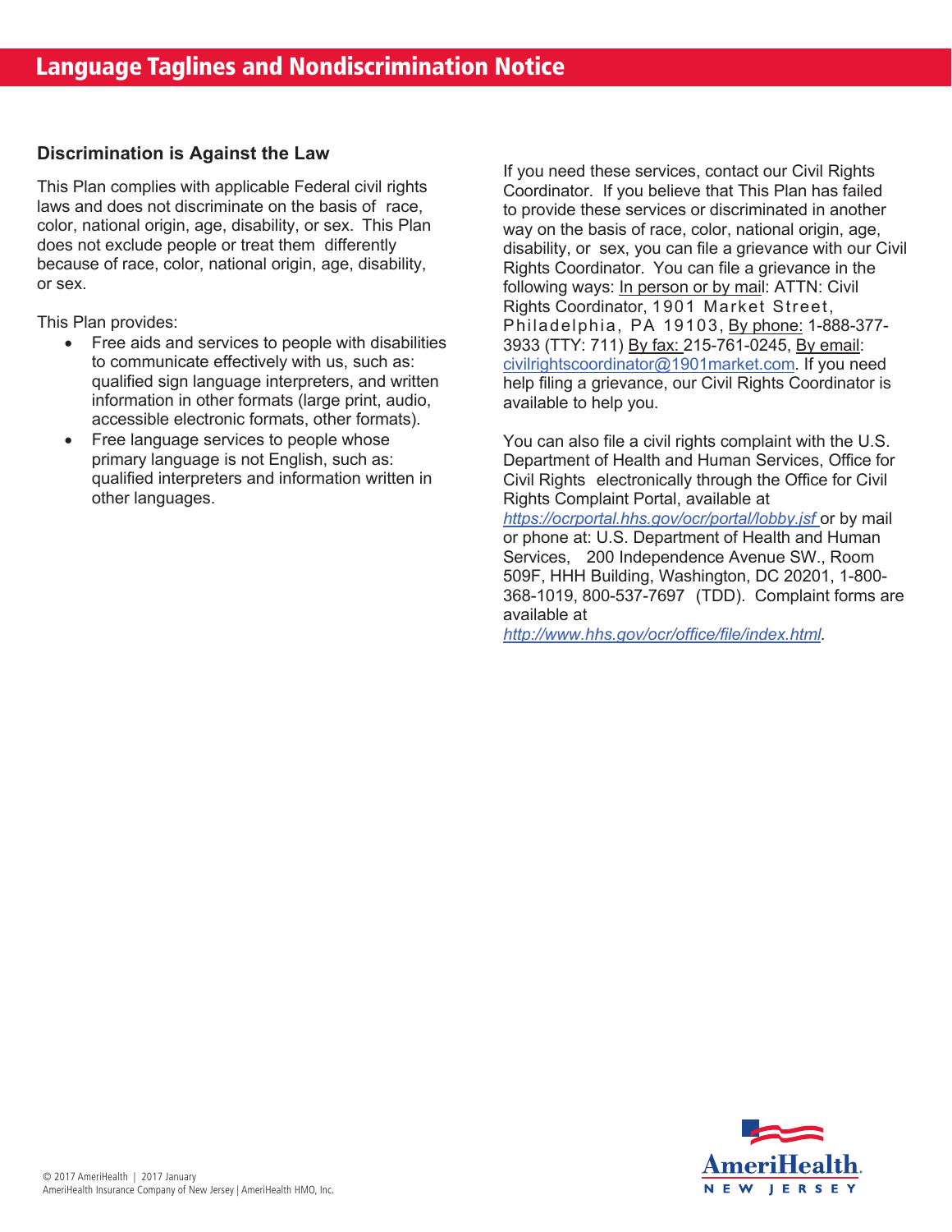# Language Taglines and Nondiscrimination Notice

## Discrimination is Against the Law

This Plan complies with applicable Federal civil rights laws and does not discriminate on the basis of race, color, national origin, age, disability, or sex. This Plan does not exclude people or treat them differently because of race, color, national origin, age, disability, or sex.

This Plan provides:

- Free aids and services to people with disabilities to communicate effectively with us, such as: qualified sign language interpreters, and written information in other formats (large print, audio, accessible electronic formats, other formats).
- Free language services to people whose primary language is not English, such as: qualified interpreters and information written in other languages.

If you need these services, contact our Civil Rights Coordinator. If you believe that This Plan has failed to provide these services or discriminated in another way on the basis of race, color, national origin, age, disability, or sex, you can file a grievance with our Civil Rights Coordinator. You can file a grievance in the following ways: In person or by mail: ATTN: Civil Rights Coordinator, 1901 Market Street, Philadelphia, PA 19103, By phone: 1-888-377-3933 (TTY: 711) By fax: 215-761-0245, By email: civilrightscoordinator@1901market.com. If you need help filing a grievance, our Civil Rights Coordinator is available to help you.

You can also file a civil rights complaint with the U.S. Department of Health and Human Services, Office for Civil Rights electronically through the Office for Civil Rights Complaint Portal, available at *https://ocrportal.hhs.gov/ocr/portal/lobby.jsf* or by mail or phone at: U.S. Department of Health and Human Services, 200 Independence Avenue SW., Room 509F, HHH Building, Washington, DC 20201, 1-800-368-1019, 800-537-7697 (TDD). Complaint forms are available at *http://www.hhs.gov/ocr/office/file/index.html*.

© 2017 AmeriHealth | 2017 January
AmeriHealth Insurance Company of New Jersey | AmeriHealth HMO, Inc.

AmeriHealth NEW JERSEY